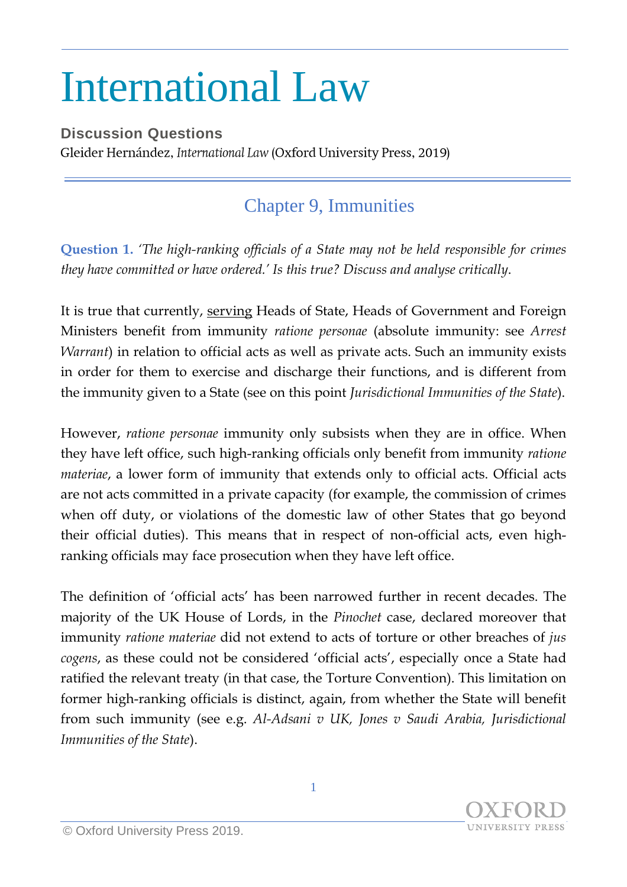# International Law

**Discussion Questions**

Gleider Hernández, *International Law* (Oxford University Press, 2019)

## Chapter 9, Immunities

**Question 1.** *'The high-ranking officials of a State may not be held responsible for crimes they have committed or have ordered.' Is this true? Discuss and analyse critically.*

It is true that currently, <u>serving</u> Heads of State, Heads of Government and Foreign Ministers benefit from immunity *ratione personae* (absolute immunity: see *Arrest Warrant*) in relation to official acts as well as private acts. Such an immunity exists in order for them to exercise and discharge their functions, and is different from the immunity given to a State (see on this point *Jurisdictional Immunities of the State*).

However, *ratione personae* immunity only subsists when they are in office. When they have left office, such high-ranking officials only benefit from immunity *ratione materiae*, a lower form of immunity that extends only to official acts. Official acts are not acts committed in a private capacity (for example, the commission of crimes when off duty, or violations of the domestic law of other States that go beyond their official duties). This means that in respect of non-official acts, even high-ranking officials may face prosecution when they have left office.

The definition of 'official acts' has been narrowed further in recent decades. The majority of the UK House of Lords, in the *Pinochet* case, declared moreover that immunity *ratione materiae* did not extend to acts of torture or other breaches of *jus cogens*, as these could not be considered 'official acts', especially once a State had ratified the relevant treaty (in that case, the Torture Convention). This limitation on former high-ranking officials is distinct, again, from whether the State will benefit from such immunity (see e.g. *Al-Adsani v UK, Jones v Saudi Arabia, Jurisdictional Immunities of the State*).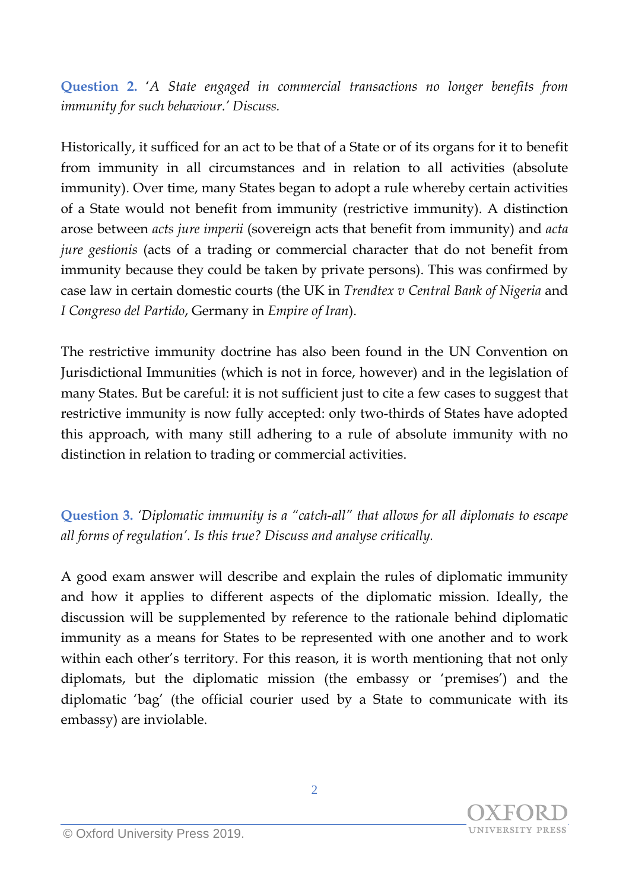**Question 2.** *'A State engaged in commercial transactions no longer benefits from immunity for such behaviour.' Discuss.*

Historically, it sufficed for an act to be that of a State or of its organs for it to benefit from immunity in all circumstances and in relation to all activities (absolute immunity). Over time, many States began to adopt a rule whereby certain activities of a State would not benefit from immunity (restrictive immunity). A distinction arose between *acts jure imperii* (sovereign acts that benefit from immunity) and *acta jure gestionis* (acts of a trading or commercial character that do not benefit from immunity because they could be taken by private persons). This was confirmed by case law in certain domestic courts (the UK in *Trendtex v Central Bank of Nigeria* and *I Congreso del Partido*, Germany in *Empire of Iran*).

The restrictive immunity doctrine has also been found in the UN Convention on Jurisdictional Immunities (which is not in force, however) and in the legislation of many States. But be careful: it is not sufficient just to cite a few cases to suggest that restrictive immunity is now fully accepted: only two-thirds of States have adopted this approach, with many still adhering to a rule of absolute immunity with no distinction in relation to trading or commercial activities.

**Question 3.** *'Diplomatic immunity is a "catch-all" that allows for all diplomats to escape all forms of regulation'. Is this true? Discuss and analyse critically.*

A good exam answer will describe and explain the rules of diplomatic immunity and how it applies to different aspects of the diplomatic mission. Ideally, the discussion will be supplemented by reference to the rationale behind diplomatic immunity as a means for States to be represented with one another and to work within each other's territory. For this reason, it is worth mentioning that not only diplomats, but the diplomatic mission (the embassy or 'premises') and the diplomatic 'bag' (the official courier used by a State to communicate with its embassy) are inviolable.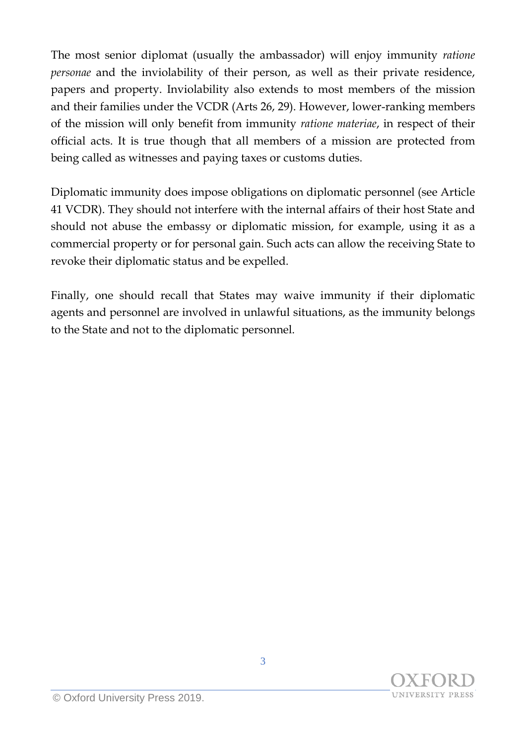The most senior diplomat (usually the ambassador) will enjoy immunity *ratione personae* and the inviolability of their person, as well as their private residence, papers and property. Inviolability also extends to most members of the mission and their families under the VCDR (Arts 26, 29). However, lower-ranking members of the mission will only benefit from immunity *ratione materiae*, in respect of their official acts. It is true though that all members of a mission are protected from being called as witnesses and paying taxes or customs duties.

Diplomatic immunity does impose obligations on diplomatic personnel (see Article 41 VCDR). They should not interfere with the internal affairs of their host State and should not abuse the embassy or diplomatic mission, for example, using it as a commercial property or for personal gain. Such acts can allow the receiving State to revoke their diplomatic status and be expelled.

Finally, one should recall that States may waive immunity if their diplomatic agents and personnel are involved in unlawful situations, as the immunity belongs to the State and not to the diplomatic personnel.